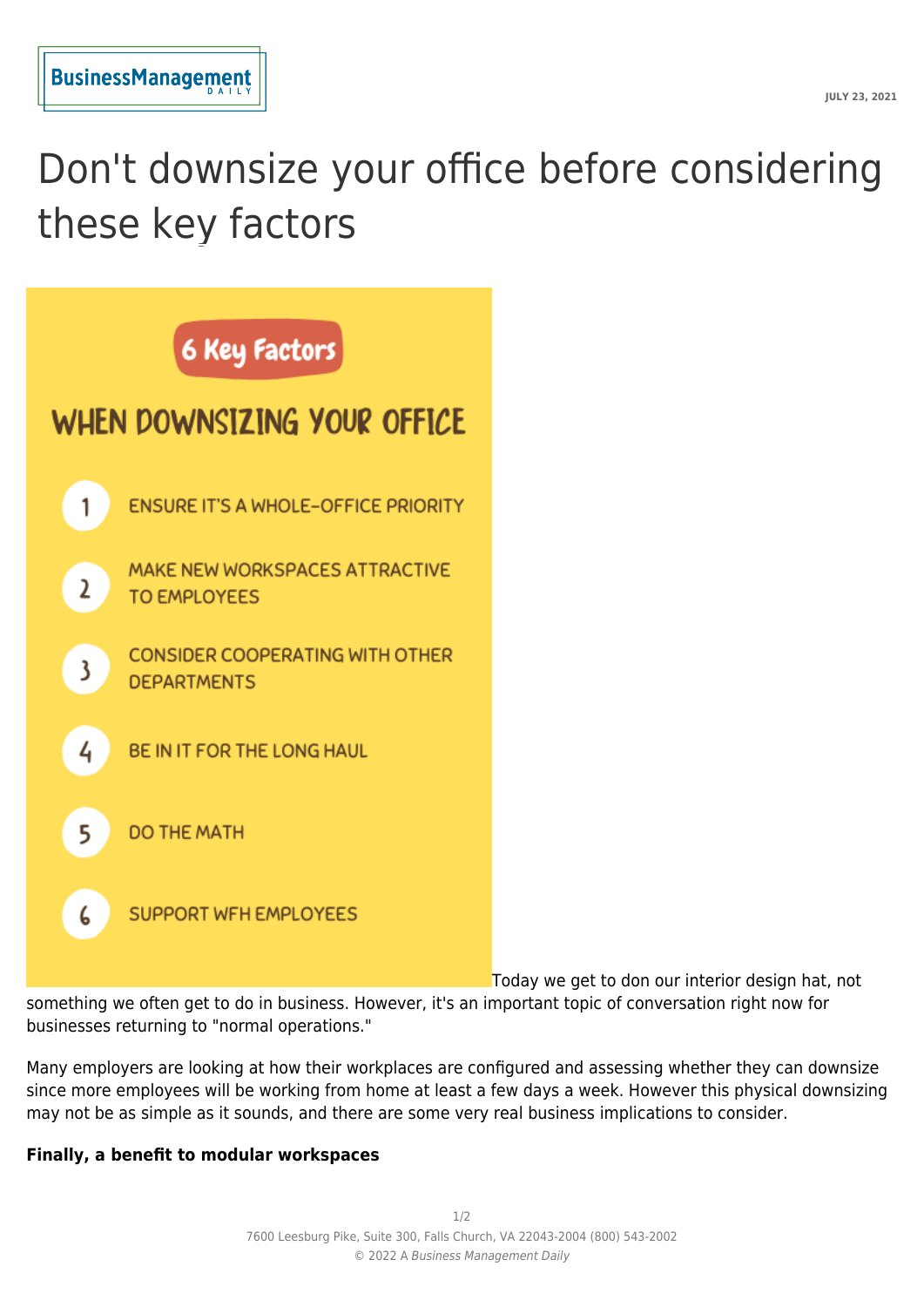# Don't downsize your office before considering these key factors

6 Key Factors

WHEN DOWNSIZING YOUR OFFICE

1. ENSURE IT'S A WHOLE-OFFICE PRIORITY
2. MAKE NEW WORKSPACES ATTRACTIVE TO EMPLOYEES
3. CONSIDER COOPERATING WITH OTHER DEPARTMENTS
4. BE IN IT FOR THE LONG HAUL
5. DO THE MATH
6. SUPPORT WFH EMPLOYEES

Today we get to don our interior design hat, not something we often get to do in business. However, it's an important topic of conversation right now for businesses returning to "normal operations."

Many employers are looking at how their workplaces are configured and assessing whether they can downsize since more employees will be working from home at least a few days a week. However this physical downsizing may not be as simple as it sounds, and there are some very real business implications to consider.

**Finally, a benefit to modular workspaces**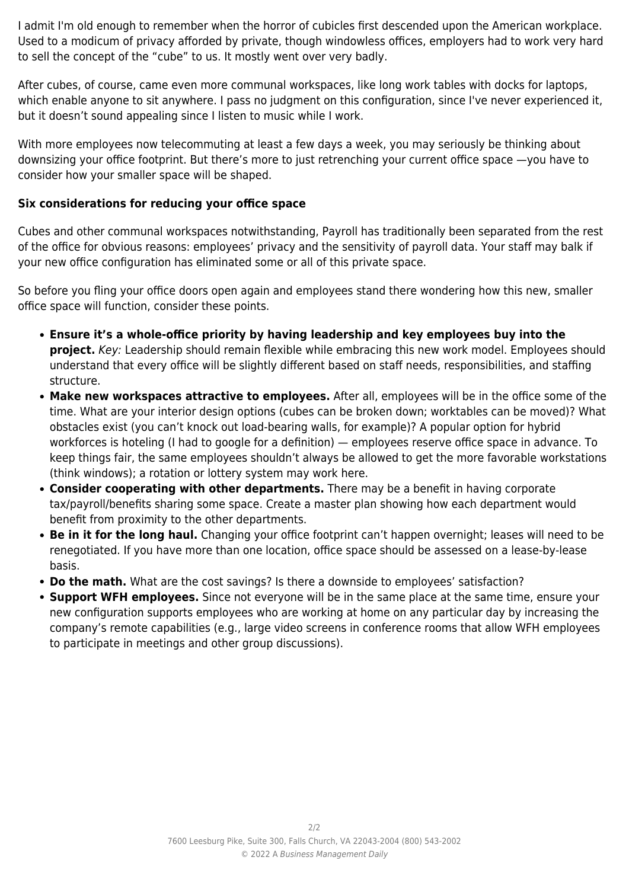I admit I'm old enough to remember when the horror of cubicles first descended upon the American workplace. Used to a modicum of privacy afforded by private, though windowless offices, employers had to work very hard to sell the concept of the "cube" to us. It mostly went over very badly.

After cubes, of course, came even more communal workspaces, like long work tables with docks for laptops, which enable anyone to sit anywhere. I pass no judgment on this configuration, since I've never experienced it, but it doesn't sound appealing since I listen to music while I work.

With more employees now telecommuting at least a few days a week, you may seriously be thinking about downsizing your office footprint. But there's more to just retrenching your current office space —you have to consider how your smaller space will be shaped.

**Six considerations for reducing your office space**

Cubes and other communal workspaces notwithstanding, Payroll has traditionally been separated from the rest of the office for obvious reasons: employees' privacy and the sensitivity of payroll data. Your staff may balk if your new office configuration has eliminated some or all of this private space.

So before you fling your office doors open again and employees stand there wondering how this new, smaller office space will function, consider these points.

- **Ensure it's a whole-office priority by having leadership and key employees buy into the project.** *Key:* Leadership should remain flexible while embracing this new work model. Employees should understand that every office will be slightly different based on staff needs, responsibilities, and staffing structure.
- **Make new workspaces attractive to employees.** After all, employees will be in the office some of the time. What are your interior design options (cubes can be broken down; worktables can be moved)? What obstacles exist (you can't knock out load-bearing walls, for example)? A popular option for hybrid workforces is hoteling (I had to google for a definition) — employees reserve office space in advance. To keep things fair, the same employees shouldn't always be allowed to get the more favorable workstations (think windows); a rotation or lottery system may work here.
- **Consider cooperating with other departments.** There may be a benefit in having corporate tax/payroll/benefits sharing some space. Create a master plan showing how each department would benefit from proximity to the other departments.
- **Be in it for the long haul.** Changing your office footprint can't happen overnight; leases will need to be renegotiated. If you have more than one location, office space should be assessed on a lease-by-lease basis.
- **Do the math.** What are the cost savings? Is there a downside to employees' satisfaction?
- **Support WFH employees.** Since not everyone will be in the same place at the same time, ensure your new configuration supports employees who are working at home on any particular day by increasing the company's remote capabilities (e.g., large video screens in conference rooms that allow WFH employees to participate in meetings and other group discussions).